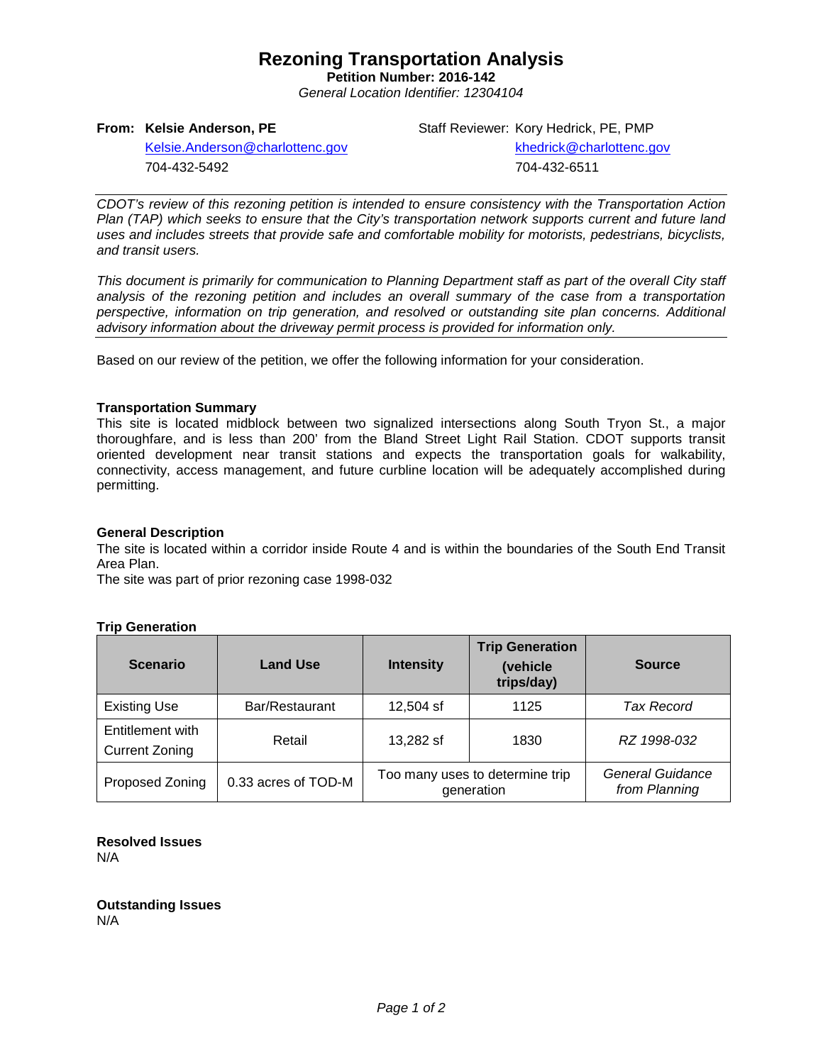# Rezoning Transportation Analysis

**Petition Number: 2016-142**

*General Location Identifier: 12304104*

**From: Kelsie Anderson, PE**
Kelsie.Anderson@charlottenc.gov
704-432-5492

Staff Reviewer: Kory Hedrick, PE, PMP
khedrick@charlottenc.gov
704-432-6511

*CDOT's review of this rezoning petition is intended to ensure consistency with the Transportation Action Plan (TAP) which seeks to ensure that the City's transportation network supports current and future land uses and includes streets that provide safe and comfortable mobility for motorists, pedestrians, bicyclists, and transit users.*

*This document is primarily for communication to Planning Department staff as part of the overall City staff analysis of the rezoning petition and includes an overall summary of the case from a transportation perspective, information on trip generation, and resolved or outstanding site plan concerns. Additional advisory information about the driveway permit process is provided for information only.*

Based on our review of the petition, we offer the following information for your consideration.

**Transportation Summary**

This site is located midblock between two signalized intersections along South Tryon St., a major thoroughfare, and is less than 200' from the Bland Street Light Rail Station. CDOT supports transit oriented development near transit stations and expects the transportation goals for walkability, connectivity, access management, and future curbline location will be adequately accomplished during permitting.

**General Description**

The site is located within a corridor inside Route 4 and is within the boundaries of the South End Transit Area Plan.

The site was part of prior rezoning case 1998-032

**Trip Generation**

| Scenario | Land Use | Intensity | Trip Generation (vehicle trips/day) | Source |
|---|---|---|---|---|
| Existing Use | Bar/Restaurant | 12,504 sf | 1125 | *Tax Record* |
| Entitlement with Current Zoning | Retail | 13,282 sf | 1830 | *RZ 1998-032* |
| Proposed Zoning | 0.33 acres of TOD-M | Too many uses to determine trip generation | | *General Guidance from Planning* |

**Resolved Issues**

N/A

**Outstanding Issues**

N/A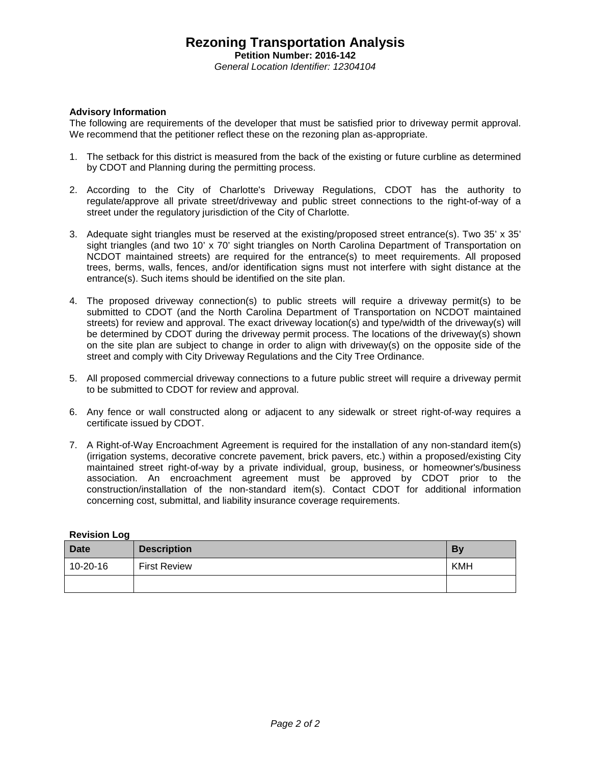# Rezoning Transportation Analysis

**Petition Number: 2016-142**

*General Location Identifier: 12304104*

**Advisory Information**

The following are requirements of the developer that must be satisfied prior to driveway permit approval. We recommend that the petitioner reflect these on the rezoning plan as-appropriate.

1. The setback for this district is measured from the back of the existing or future curbline as determined by CDOT and Planning during the permitting process.

2. According to the City of Charlotte's Driveway Regulations, CDOT has the authority to regulate/approve all private street/driveway and public street connections to the right-of-way of a street under the regulatory jurisdiction of the City of Charlotte.

3. Adequate sight triangles must be reserved at the existing/proposed street entrance(s). Two 35' x 35' sight triangles (and two 10' x 70' sight triangles on North Carolina Department of Transportation on NCDOT maintained streets) are required for the entrance(s) to meet requirements. All proposed trees, berms, walls, fences, and/or identification signs must not interfere with sight distance at the entrance(s). Such items should be identified on the site plan.

4. The proposed driveway connection(s) to public streets will require a driveway permit(s) to be submitted to CDOT (and the North Carolina Department of Transportation on NCDOT maintained streets) for review and approval. The exact driveway location(s) and type/width of the driveway(s) will be determined by CDOT during the driveway permit process. The locations of the driveway(s) shown on the site plan are subject to change in order to align with driveway(s) on the opposite side of the street and comply with City Driveway Regulations and the City Tree Ordinance.

5. All proposed commercial driveway connections to a future public street will require a driveway permit to be submitted to CDOT for review and approval.

6. Any fence or wall constructed along or adjacent to any sidewalk or street right-of-way requires a certificate issued by CDOT.

7. A Right-of-Way Encroachment Agreement is required for the installation of any non-standard item(s) (irrigation systems, decorative concrete pavement, brick pavers, etc.) within a proposed/existing City maintained street right-of-way by a private individual, group, business, or homeowner's/business association. An encroachment agreement must be approved by CDOT prior to the construction/installation of the non-standard item(s). Contact CDOT for additional information concerning cost, submittal, and liability insurance coverage requirements.

**Revision Log**

| Date | Description | By |
|---|---|---|
| 10-20-16 | First Review | KMH |
| | | |